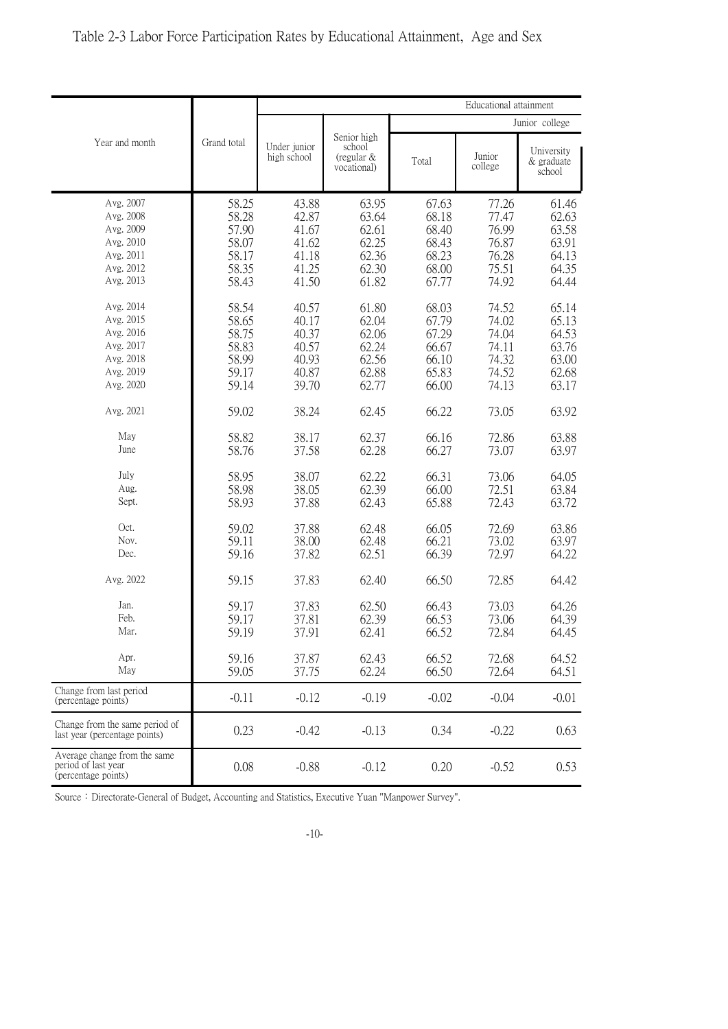# Table 2-3 Labor Force Participation Rates by Educational Attainment, Age and Sex

| Year and month | Grand total | Educational attainment | | | | |
|---|---|---|---|---|---|---|
| | | Under junior high school | Senior high school (regular & vocational) | Junior college | | |
| | | | | Total | Junior college | University & graduate school |
| Avg. 2007 | 58.25 | 43.88 | 63.95 | 67.63 | 77.26 | 61.46 |
| Avg. 2008 | 58.28 | 42.87 | 63.64 | 68.18 | 77.47 | 62.63 |
| Avg. 2009 | 57.90 | 41.67 | 62.61 | 68.40 | 76.99 | 63.58 |
| Avg. 2010 | 58.07 | 41.62 | 62.25 | 68.43 | 76.87 | 63.91 |
| Avg. 2011 | 58.17 | 41.18 | 62.36 | 68.23 | 76.28 | 64.13 |
| Avg. 2012 | 58.35 | 41.25 | 62.30 | 68.00 | 75.51 | 64.35 |
| Avg. 2013 | 58.43 | 41.50 | 61.82 | 67.77 | 74.92 | 64.44 |
| Avg. 2014 | 58.54 | 40.57 | 61.80 | 68.03 | 74.52 | 65.14 |
| Avg. 2015 | 58.65 | 40.17 | 62.04 | 67.79 | 74.02 | 65.13 |
| Avg. 2016 | 58.75 | 40.37 | 62.06 | 67.29 | 74.04 | 64.53 |
| Avg. 2017 | 58.83 | 40.57 | 62.24 | 66.67 | 74.11 | 63.76 |
| Avg. 2018 | 58.99 | 40.93 | 62.56 | 66.10 | 74.32 | 63.00 |
| Avg. 2019 | 59.17 | 40.87 | 62.88 | 65.83 | 74.52 | 62.68 |
| Avg. 2020 | 59.14 | 39.70 | 62.77 | 66.00 | 74.13 | 63.17 |
| Avg. 2021 | 59.02 | 38.24 | 62.45 | 66.22 | 73.05 | 63.92 |
| May | 58.82 | 38.17 | 62.37 | 66.16 | 72.86 | 63.88 |
| June | 58.76 | 37.58 | 62.28 | 66.27 | 73.07 | 63.97 |
| July | 58.95 | 38.07 | 62.22 | 66.31 | 73.06 | 64.05 |
| Aug. | 58.98 | 38.05 | 62.39 | 66.00 | 72.51 | 63.84 |
| Sept. | 58.93 | 37.88 | 62.43 | 65.88 | 72.43 | 63.72 |
| Oct. | 59.02 | 37.88 | 62.48 | 66.05 | 72.69 | 63.86 |
| Nov. | 59.11 | 38.00 | 62.48 | 66.21 | 73.02 | 63.97 |
| Dec. | 59.16 | 37.82 | 62.51 | 66.39 | 72.97 | 64.22 |
| Avg. 2022 | 59.15 | 37.83 | 62.40 | 66.50 | 72.85 | 64.42 |
| Jan. | 59.17 | 37.83 | 62.50 | 66.43 | 73.03 | 64.26 |
| Feb. | 59.17 | 37.81 | 62.39 | 66.53 | 73.06 | 64.39 |
| Mar. | 59.19 | 37.91 | 62.41 | 66.52 | 72.84 | 64.45 |
| Apr. | 59.16 | 37.87 | 62.43 | 66.52 | 72.68 | 64.52 |
| May | 59.05 | 37.75 | 62.24 | 66.50 | 72.64 | 64.51 |
| Change from last period (percentage points) | -0.11 | -0.12 | -0.19 | -0.02 | -0.04 | -0.01 |
| Change from the same period of last year (percentage points) | 0.23 | -0.42 | -0.13 | 0.34 | -0.22 | 0.63 |
| Average change from the same period of last year (percentage points) | 0.08 | -0.88 | -0.12 | 0.20 | -0.52 | 0.53 |

Source：Directorate-General of Budget, Accounting and Statistics, Executive Yuan "Manpower Survey".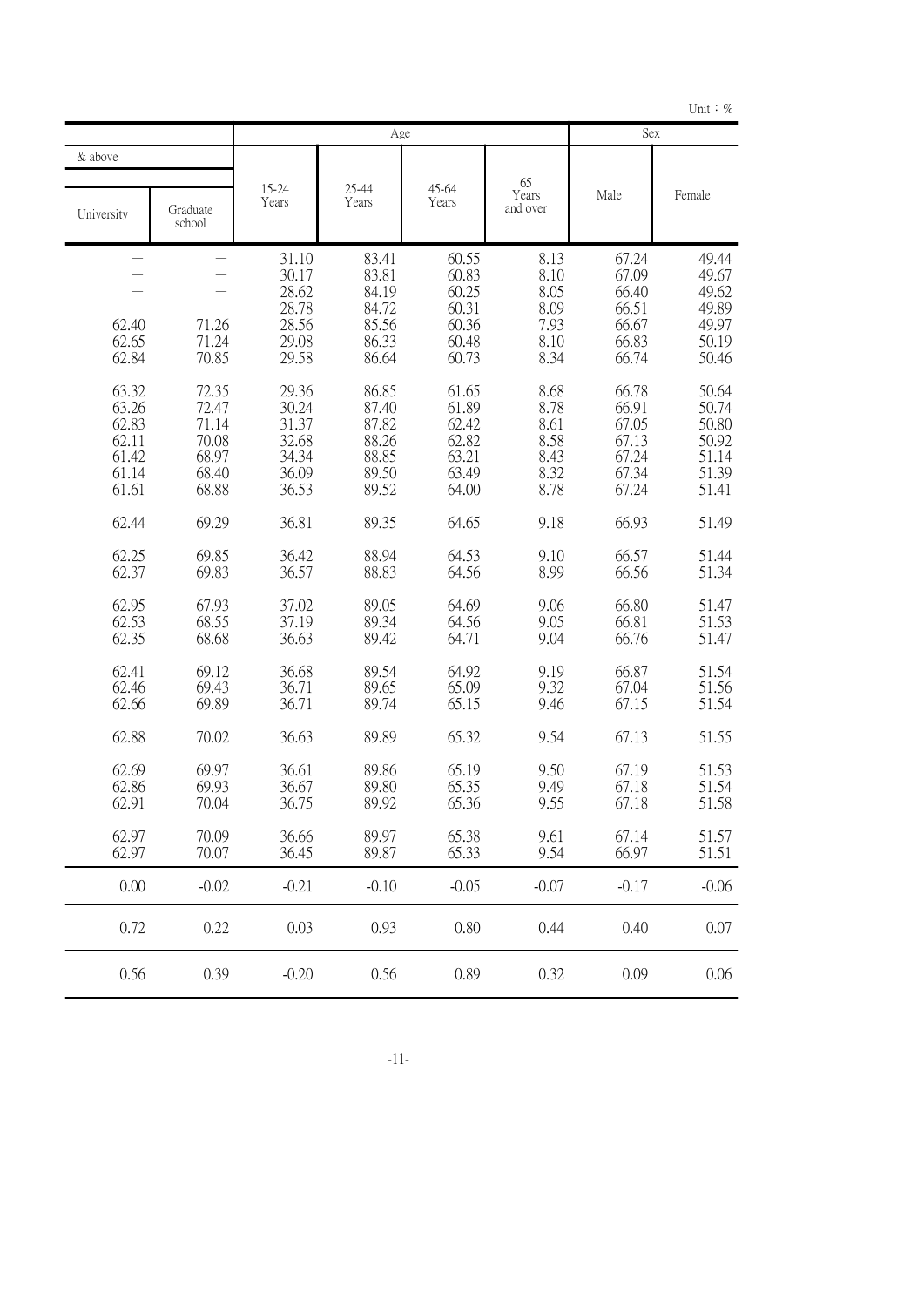Unit：%

| & above | | Age | | | | Sex | |
|---|---|---|---|---|---|---|---|
| University | Graduate school | 15-24 Years | 25-44 Years | 45-64 Years | 65 Years and over | Male | Female |
| — | — | 31.10 | 83.41 | 60.55 | 8.13 | 67.24 | 49.44 |
| — | — | 30.17 | 83.81 | 60.83 | 8.10 | 67.09 | 49.67 |
| — | — | 28.62 | 84.19 | 60.25 | 8.05 | 66.40 | 49.62 |
| — | — | 28.78 | 84.72 | 60.31 | 8.09 | 66.51 | 49.89 |
| 62.40 | 71.26 | 28.56 | 85.56 | 60.36 | 7.93 | 66.67 | 49.97 |
| 62.65 | 71.24 | 29.08 | 86.33 | 60.48 | 8.10 | 66.83 | 50.19 |
| 62.84 | 70.85 | 29.58 | 86.64 | 60.73 | 8.34 | 66.74 | 50.46 |
| 63.32 | 72.35 | 29.36 | 86.85 | 61.65 | 8.68 | 66.78 | 50.64 |
| 63.26 | 72.47 | 30.24 | 87.40 | 61.89 | 8.78 | 66.91 | 50.74 |
| 62.83 | 71.14 | 31.37 | 87.82 | 62.42 | 8.61 | 67.05 | 50.80 |
| 62.11 | 70.08 | 32.68 | 88.26 | 62.82 | 8.58 | 67.13 | 50.92 |
| 61.42 | 68.97 | 34.34 | 88.85 | 63.21 | 8.43 | 67.24 | 51.14 |
| 61.14 | 68.40 | 36.09 | 89.50 | 63.49 | 8.32 | 67.34 | 51.39 |
| 61.61 | 68.88 | 36.53 | 89.52 | 64.00 | 8.78 | 67.24 | 51.41 |
| 62.44 | 69.29 | 36.81 | 89.35 | 64.65 | 9.18 | 66.93 | 51.49 |
| 62.25 | 69.85 | 36.42 | 88.94 | 64.53 | 9.10 | 66.57 | 51.44 |
| 62.37 | 69.83 | 36.57 | 88.83 | 64.56 | 8.99 | 66.56 | 51.34 |
| 62.95 | 67.93 | 37.02 | 89.05 | 64.69 | 9.06 | 66.80 | 51.47 |
| 62.53 | 68.55 | 37.19 | 89.34 | 64.56 | 9.05 | 66.81 | 51.53 |
| 62.35 | 68.68 | 36.63 | 89.42 | 64.71 | 9.04 | 66.76 | 51.47 |
| 62.41 | 69.12 | 36.68 | 89.54 | 64.92 | 9.19 | 66.87 | 51.54 |
| 62.46 | 69.43 | 36.71 | 89.65 | 65.09 | 9.32 | 67.04 | 51.56 |
| 62.66 | 69.89 | 36.71 | 89.74 | 65.15 | 9.46 | 67.15 | 51.54 |
| 62.88 | 70.02 | 36.63 | 89.89 | 65.32 | 9.54 | 67.13 | 51.55 |
| 62.69 | 69.97 | 36.61 | 89.86 | 65.19 | 9.50 | 67.19 | 51.53 |
| 62.86 | 69.93 | 36.67 | 89.80 | 65.35 | 9.49 | 67.18 | 51.54 |
| 62.91 | 70.04 | 36.75 | 89.92 | 65.36 | 9.55 | 67.18 | 51.58 |
| 62.97 | 70.09 | 36.66 | 89.97 | 65.38 | 9.61 | 67.14 | 51.57 |
| 62.97 | 70.07 | 36.45 | 89.87 | 65.33 | 9.54 | 66.97 | 51.51 |
| 0.00 | -0.02 | -0.21 | -0.10 | -0.05 | -0.07 | -0.17 | -0.06 |
| 0.72 | 0.22 | 0.03 | 0.93 | 0.80 | 0.44 | 0.40 | 0.07 |
| 0.56 | 0.39 | -0.20 | 0.56 | 0.89 | 0.32 | 0.09 | 0.06 |